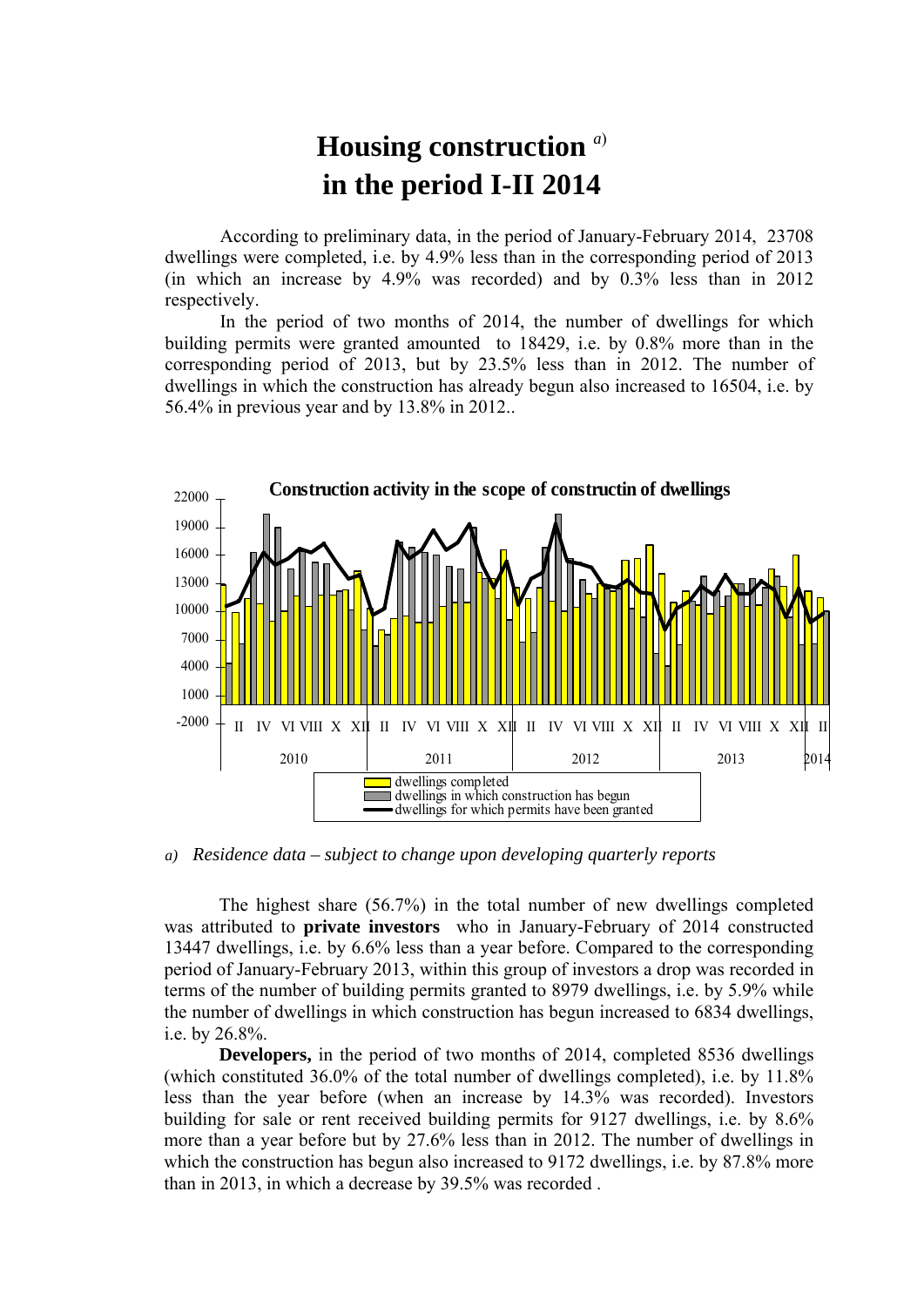# Housing construction [a] in the period I-II 2014

According to preliminary data, in the period of January-February 2014, 23708 dwellings were completed, i.e. by 4.9% less than in the corresponding period of 2013 (in which an increase by 4.9% was recorded) and by 0.3% less than in 2012 respectively.

In the period of two months of 2014, the number of dwellings for which building permits were granted amounted to 18429, i.e. by 0.8% more than in the corresponding period of 2013, but by 23.5% less than in 2012. The number of dwellings in which the construction has already begun also increased to 16504, i.e. by 56.4% in previous year and by 13.8% in 2012..

Construction activity in the scope of constructin of dwellings

*a) Residence data – subject to change upon developing quarterly reports*

The highest share (56.7%) in the total number of new dwellings completed was attributed to **private investors** who in January-February of 2014 constructed 13447 dwellings, i.e. by 6.6% less than a year before. Compared to the corresponding period of January-February 2013, within this group of investors a drop was recorded in terms of the number of building permits granted to 8979 dwellings, i.e. by 5.9% while the number of dwellings in which construction has begun increased to 6834 dwellings, i.e. by 26.8%.

**Developers,** in the period of two months of 2014, completed 8536 dwellings (which constituted 36.0% of the total number of dwellings completed), i.e. by 11.8% less than the year before (when an increase by 14.3% was recorded). Investors building for sale or rent received building permits for 9127 dwellings, i.e. by 8.6% more than a year before but by 27.6% less than in 2012. The number of dwellings in which the construction has begun also increased to 9172 dwellings, i.e. by 87.8% more than in 2013, in which a decrease by 39.5% was recorded .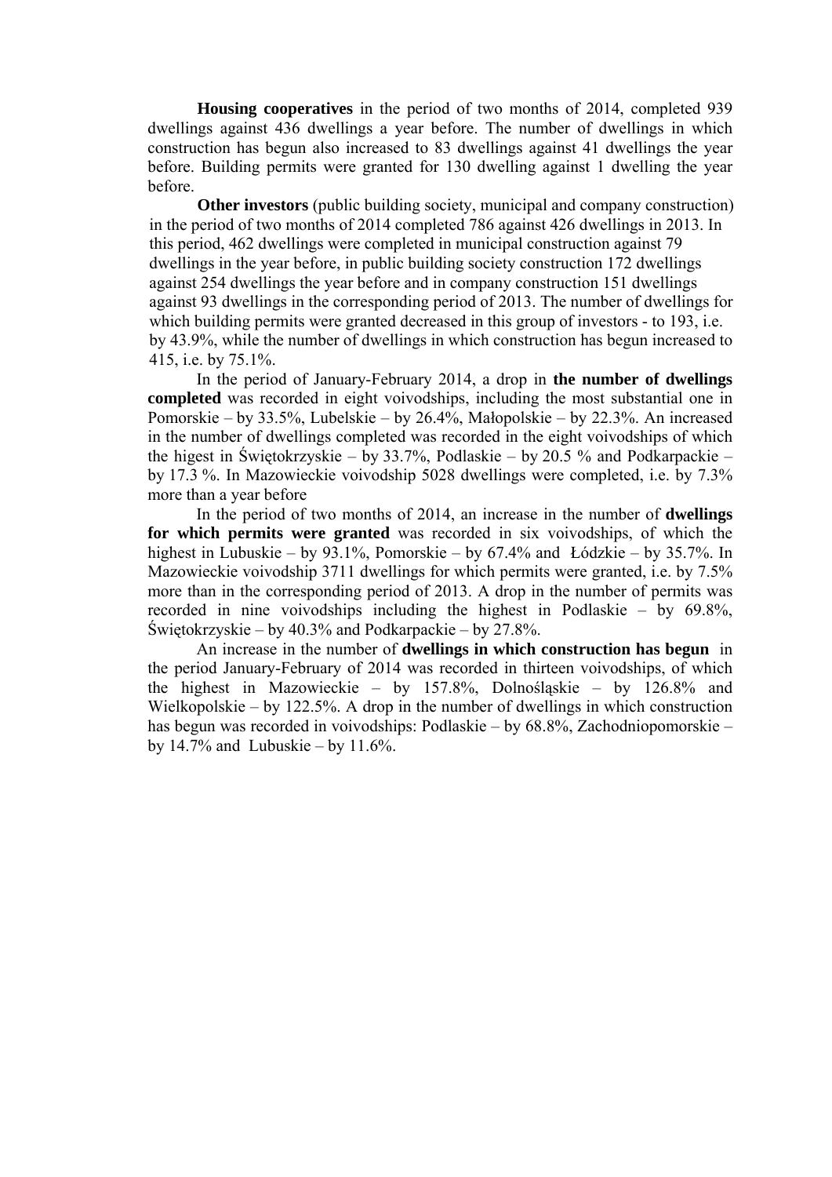**Housing cooperatives** in the period of two months of 2014, completed 939 dwellings against 436 dwellings a year before. The number of dwellings in which construction has begun also increased to 83 dwellings against 41 dwellings the year before. Building permits were granted for 130 dwelling against 1 dwelling the year before.

**Other investors** (public building society, municipal and company construction) in the period of two months of 2014 completed 786 against 426 dwellings in 2013. In this period, 462 dwellings were completed in municipal construction against 79 dwellings in the year before, in public building society construction 172 dwellings against 254 dwellings the year before and in company construction 151 dwellings against 93 dwellings in the corresponding period of 2013. The number of dwellings for which building permits were granted decreased in this group of investors - to 193, i.e. by 43.9%, while the number of dwellings in which construction has begun increased to 415, i.e. by 75.1%.

In the period of January-February 2014, a drop in **the number of dwellings completed** was recorded in eight voivodships, including the most substantial one in Pomorskie – by 33.5%, Lubelskie – by 26.4%, Małopolskie – by 22.3%. An increased in the number of dwellings completed was recorded in the eight voivodships of which the higest in Świętokrzyskie – by 33.7%, Podlaskie – by 20.5 % and Podkarpackie – by 17.3 %. In Mazowieckie voivodship 5028 dwellings were completed, i.e. by 7.3% more than a year before

In the period of two months of 2014, an increase in the number of **dwellings for which permits were granted** was recorded in six voivodships, of which the highest in Lubuskie – by 93.1%, Pomorskie – by 67.4% and Łódzkie – by 35.7%. In Mazowieckie voivodship 3711 dwellings for which permits were granted, i.e. by 7.5% more than in the corresponding period of 2013. A drop in the number of permits was recorded in nine voivodships including the highest in Podlaskie – by 69.8%, Świętokrzyskie – by 40.3% and Podkarpackie – by 27.8%.

An increase in the number of **dwellings in which construction has begun** in the period January-February of 2014 was recorded in thirteen voivodships, of which the highest in Mazowieckie – by 157.8%, Dolnośląskie – by 126.8% and Wielkopolskie – by 122.5%. A drop in the number of dwellings in which construction has begun was recorded in voivodships: Podlaskie – by 68.8%, Zachodniopomorskie – by 14.7% and Lubuskie – by 11.6%.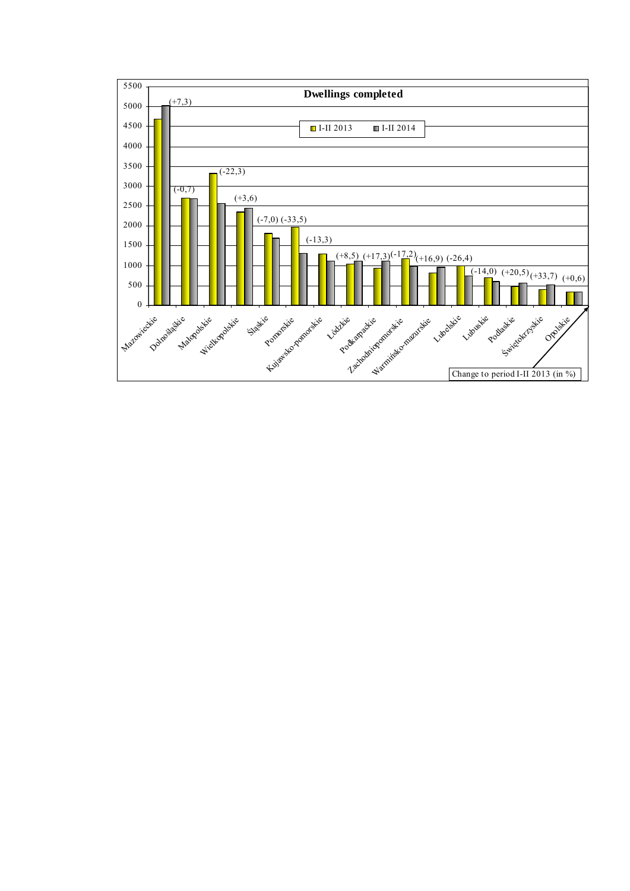**Dwellings completed**

I-II 2013 | I-II 2014

| Voivodship | Change to period I-II 2013 (in %) |
|---|---|
| Mazowieckie | (+7,3) |
| Dolnośląskie | (-0,7) |
| Małopolskie | (-22,3) |
| Wielkopolskie | (+3,6) |
| Śląskie | (-7,0) |
| Pomorskie | (-33,5) |
| Kujawsko-pomorskie | (-13,3) |
| Łódzkie | (+8,5) |
| Podkarpackie | (+17,3) |
| Zachodniopomorskie | (-17,2) |
| Warmińsko-mazurskie | (+16,9) |
| Lubelskie | (-26,4) |
| Lubuskie | (-14,0) |
| Podlaskie | (+20,5) |
| Świętokrzyskie | (+33,7) |
| Opolskie | (+0,6) |

Change to period I-II 2013 (in %)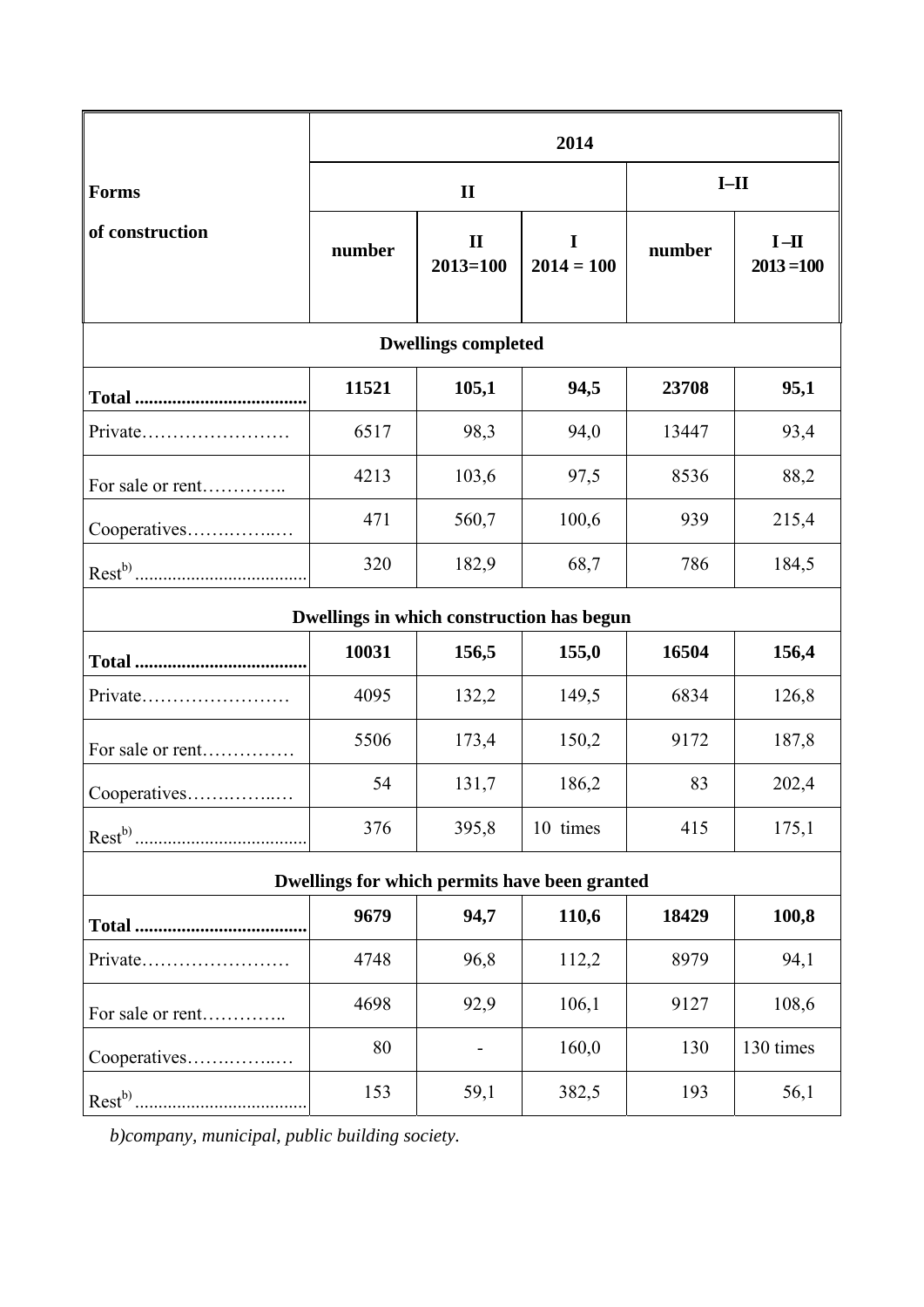| Forms of construction | 2014 | | | | |
|---|---|---|---|---|---|
| | II | | | I–II | |
| | number | II 2013=100 | I 2014 = 100 | number | I –II 2013 =100 |
| **Dwellings completed** | | | | | |
| **Total** | **11521** | **105,1** | **94,5** | **23708** | **95,1** |
| Private | 6517 | 98,3 | 94,0 | 13447 | 93,4 |
| For sale or rent | 4213 | 103,6 | 97,5 | 8536 | 88,2 |
| Cooperatives | 471 | 560,7 | 100,6 | 939 | 215,4 |
| Rest[b)] | 320 | 182,9 | 68,7 | 786 | 184,5 |
| **Dwellings in which construction has begun** | | | | | |
| **Total** | **10031** | **156,5** | **155,0** | **16504** | **156,4** |
| Private | 4095 | 132,2 | 149,5 | 6834 | 126,8 |
| For sale or rent | 5506 | 173,4 | 150,2 | 9172 | 187,8 |
| Cooperatives | 54 | 131,7 | 186,2 | 83 | 202,4 |
| Rest[b)] | 376 | 395,8 | 10 times | 415 | 175,1 |
| **Dwellings for which permits have been granted** | | | | | |
| **Total** | **9679** | **94,7** | **110,6** | **18429** | **100,8** |
| Private | 4748 | 96,8 | 112,2 | 8979 | 94,1 |
| For sale or rent | 4698 | 92,9 | 106,1 | 9127 | 108,6 |
| Cooperatives | 80 | - | 160,0 | 130 | 130 times |
| Rest[b)] | 153 | 59,1 | 382,5 | 193 | 56,1 |

*b)company, municipal, public building society.*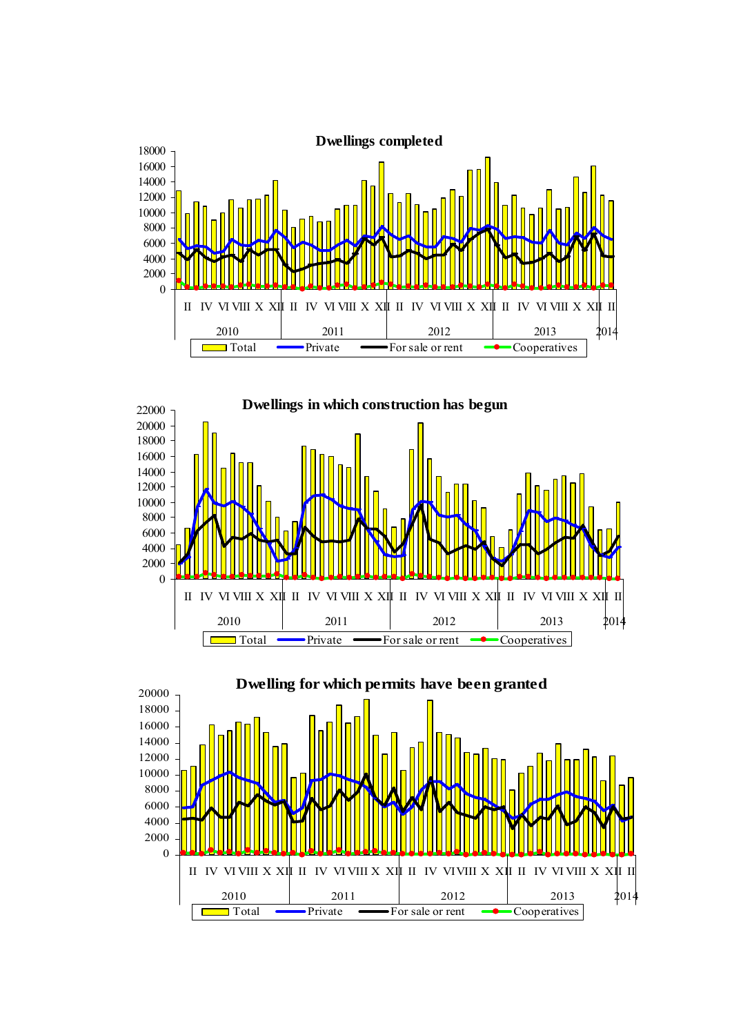**Dwellings completed**

18000
16000
14000
12000
10000
8000
6000
4000
2000
0

II IV VI VIII X XII II IV VI VIII X XII II IV VI VIII X XII II IV VI VIII X XII II

2010 2011 2012 2013 2014

Total Private For sale or rent Cooperatives

**Dwellings in which construction has begun**

22000
20000
18000
16000
14000
12000
10000
8000
6000
4000
2000
0

II IV VI VIII X XII II IV VI VIII X XII II IV VI VIII X XII II IV VI VIII X XII II

2010 2011 2012 2013 2014

Total Private For sale or rent Cooperatives

**Dwelling for which permits have been granted**

20000
18000
16000
14000
12000
10000
8000
6000
4000
2000
0

II IV VI VIII X XII II IV VI VIII X XII II IV VI VIII X XII II IV VI VIII X XII II

2010 2011 2012 2013 2014

Total Private For sale or rent Cooperatives